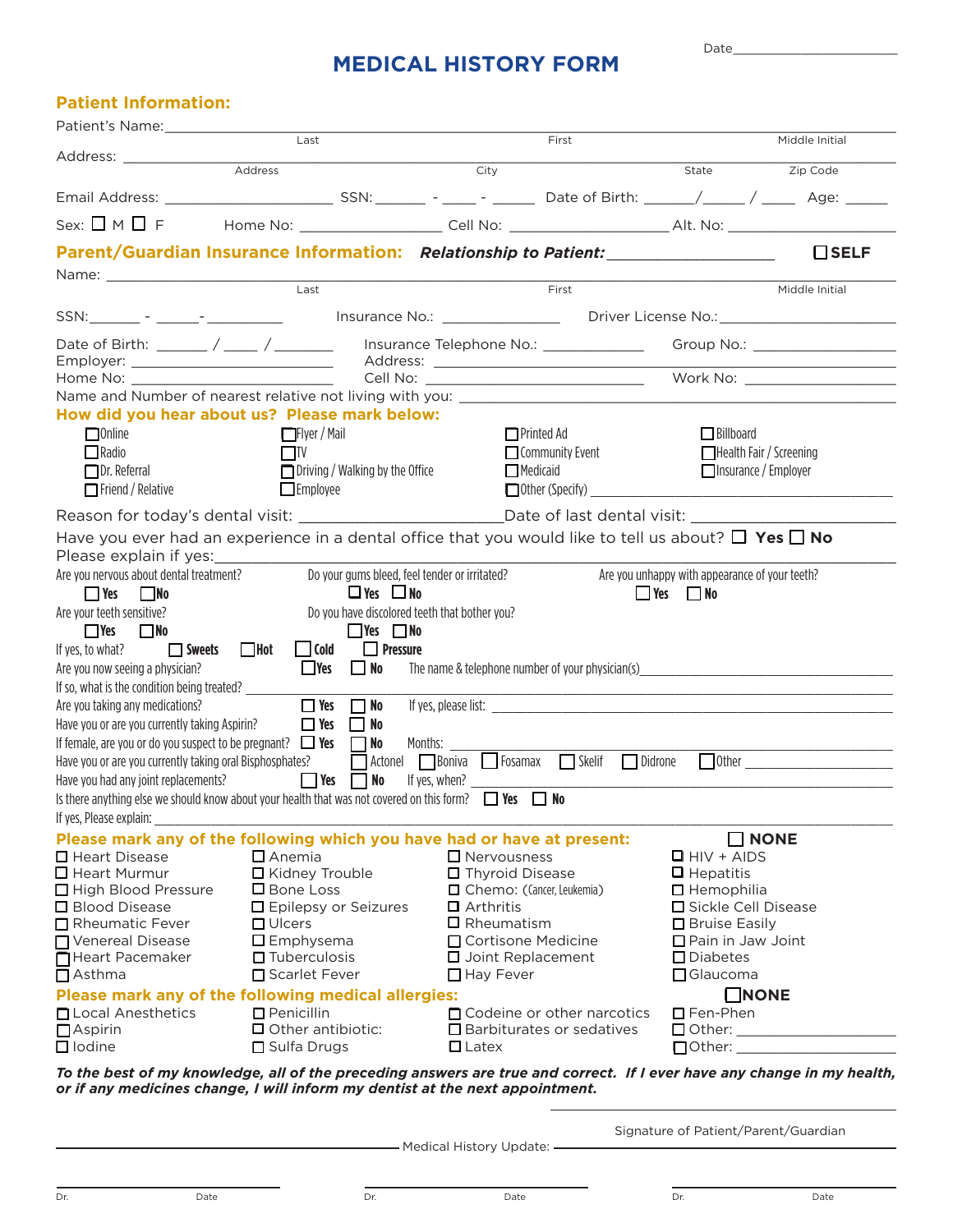Date_______________________

# MEDICAL HISTORY FORM

## Patient Information:

Patient's Name: ______________________________________________________________
Last | First | Middle Initial

Address: ______________________________________________________________
Address | City | State | Zip Code

Email Address: ____________________ SSN: ______ - ____ - _____ Date of Birth: ______/_____ / ____ Age: _____

Sex: ☐ M ☐ F Home No: _________________ Cell No: ___________________ Alt. No: ____________________

## Parent/Guardian Insurance Information: *Relationship to Patient:* __________________ ☐ SELF

Name: ______________________________________________________________
Last | First | Middle Initial

SSN:______ - _____- _________ Insurance No.: ______________ Driver License No.:____________________

Date of Birth: ______ / ____ / _______ Insurance Telephone No.: ____________ Group No.: _________________

Employer: ________________________ Address: ________________________________________________

Home No: ________________________ Cell No: _________________________ Work No: __________________

Name and Number of nearest relative not living with you: ___________________________________________

## How did you hear about us? Please mark below:

☐ Online ☐ Flyer / Mail ☐ Printed Ad ☐ Billboard
☐ Radio ☐ TV ☐ Community Event ☐ Health Fair / Screening
☐ Dr. Referral ☐ Driving / Walking by the Office ☐ Medicaid ☐ Insurance / Employer
☐ Friend / Relative ☐ Employee ☐ Other (Specify) ______________________________

Reason for today's dental visit: _______________________Date of last dental visit: ____________________

Have you ever had an experience in a dental office that you would like to tell us about? ☐ **Yes** ☐ **No**

Please explain if yes:______________________________________________________________

Are you nervous about dental treatment? ☐ Yes ☐ No

Do your gums bleed, feel tender or irritated? ☐ Yes ☐ No

Are you unhappy with appearance of your teeth? ☐ Yes ☐ No

Are your teeth sensitive? ☐ Yes ☐ No

Do you have discolored teeth that bother you? ☐ Yes ☐ No

If yes, to what? ☐ Sweets ☐ Hot ☐ Cold ☐ Pressure

Are you now seeing a physician? ☐ Yes ☐ No The name & telephone number of your physician(s)__________________

If so, what is the condition being treated? ______________________________________________

Are you taking any medications? ☐ Yes ☐ No If yes, please list: ___________________________________

Have you or are you currently taking Aspirin? ☐ Yes ☐ No

If female, are you or do you suspect to be pregnant? ☐ Yes ☐ No Months: ___________________________

Have you or are you currently taking oral Bisphosphates? ☐ Actonel ☐ Boniva ☐ Fosamax ☐ Skelif ☐ Didrone ☐ Other ____________

Have you had any joint replacements? ☐ Yes ☐ No If yes, when? _____________________________

Is there anything else we should know about your health that was not covered on this form? ☐ Yes ☐ No

If yes, Please explain: ______________________________________________________________

## Please mark any of the following which you have had or have at present: ☐ NONE

| | | | |
|---|---|---|---|
| ☐ Heart Disease | ☐ Anemia | ☐ Nervousness | ☐ HIV + AIDS |
| ☐ Heart Murmur | ☐ Kidney Trouble | ☐ Thyroid Disease | ☐ Hepatitis |
| ☐ High Blood Pressure | ☐ Bone Loss | ☐ Chemo: (Cancer, Leukemia) | ☐ Hemophilia |
| ☐ Blood Disease | ☐ Epilepsy or Seizures | ☐ Arthritis | ☐ Sickle Cell Disease |
| ☐ Rheumatic Fever | ☐ Ulcers | ☐ Rheumatism | ☐ Bruise Easily |
| ☐ Venereal Disease | ☐ Emphysema | ☐ Cortisone Medicine | ☐ Pain in Jaw Joint |
| ☐ Heart Pacemaker | ☐ Tuberculosis | ☐ Joint Replacement | ☐ Diabetes |
| ☐ Asthma | ☐ Scarlet Fever | ☐ Hay Fever | ☐ Glaucoma |

## Please mark any of the following medical allergies: ☐ NONE

| | | | |
|---|---|---|---|
| ☐ Local Anesthetics | ☐ Penicillin | ☐ Codeine or other narcotics | ☐ Fen-Phen |
| ☐ Aspirin | ☐ Other antibiotic: | ☐ Barbiturates or sedatives | ☐ Other: ____________ |
| ☐ Iodine | ☐ Sulfa Drugs | ☐ Latex | ☐ Other: ____________ |

***To the best of my knowledge, all of the preceding answers are true and correct. If I ever have any change in my health, or if any medicines change, I will inform my dentist at the next appointment.***

______________________________
Signature of Patient/Parent/Guardian

Medical History Update:

| | | | | | |
|---|---|---|---|---|---|
| Dr. | Date | Dr. | Date | Dr. | Date |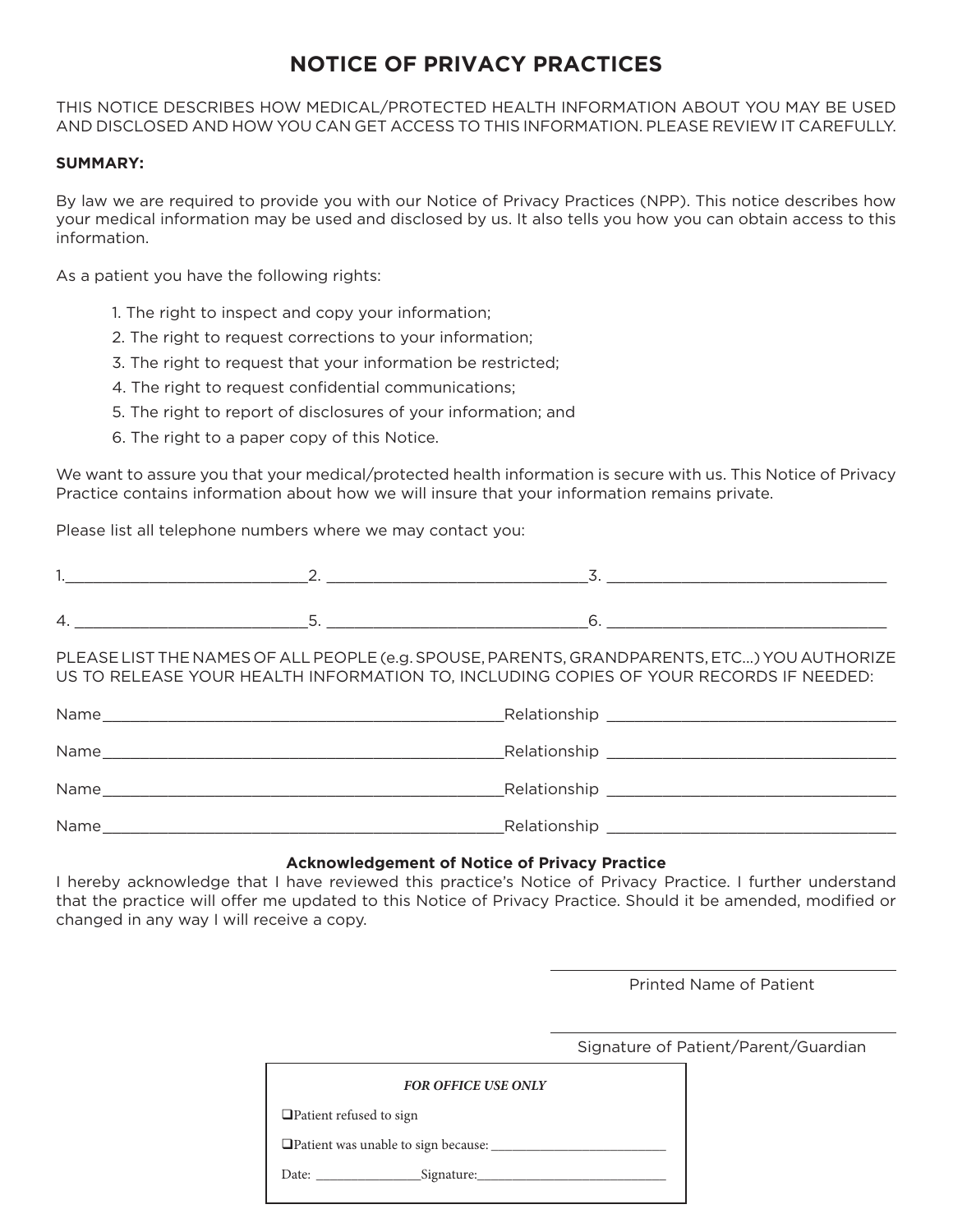# NOTICE OF PRIVACY PRACTICES

THIS NOTICE DESCRIBES HOW MEDICAL/PROTECTED HEALTH INFORMATION ABOUT YOU MAY BE USED AND DISCLOSED AND HOW YOU CAN GET ACCESS TO THIS INFORMATION. PLEASE REVIEW IT CAREFULLY.

**SUMMARY:**

By law we are required to provide you with our Notice of Privacy Practices (NPP). This notice describes how your medical information may be used and disclosed by us. It also tells you how you can obtain access to this information.

As a patient you have the following rights:

1. The right to inspect and copy your information;
2. The right to request corrections to your information;
3. The right to request that your information be restricted;
4. The right to request confidential communications;
5. The right to report of disclosures of your information; and
6. The right to a paper copy of this Notice.

We want to assure you that your medical/protected health information is secure with us. This Notice of Privacy Practice contains information about how we will insure that your information remains private.

Please list all telephone numbers where we may contact you:

1.___________________________ 2. _____________________________ 3. _______________________________

4. __________________________ 5. _____________________________ 6. _______________________________

PLEASE LIST THE NAMES OF ALL PEOPLE (e.g. SPOUSE, PARENTS, GRANDPARENTS, ETC...) YOU AUTHORIZE US TO RELEASE YOUR HEALTH INFORMATION TO, INCLUDING COPIES OF YOUR RECORDS IF NEEDED:

Name____________________________________________ Relationship _______________________________

Name____________________________________________ Relationship _______________________________

Name____________________________________________ Relationship _______________________________

Name____________________________________________ Relationship _______________________________

**Acknowledgement of Notice of Privacy Practice**

I hereby acknowledge that I have reviewed this practice's Notice of Privacy Practice. I further understand that the practice will offer me updated to this Notice of Privacy Practice. Should it be amended, modified or changed in any way I will receive a copy.

_______________________________________
Printed Name of Patient

_______________________________________
Signature of Patient/Parent/Guardian

*FOR OFFICE USE ONLY*

- ❑ Patient refused to sign
- ❑ Patient was unable to sign because: ________________________

Date: _______________ Signature: __________________________